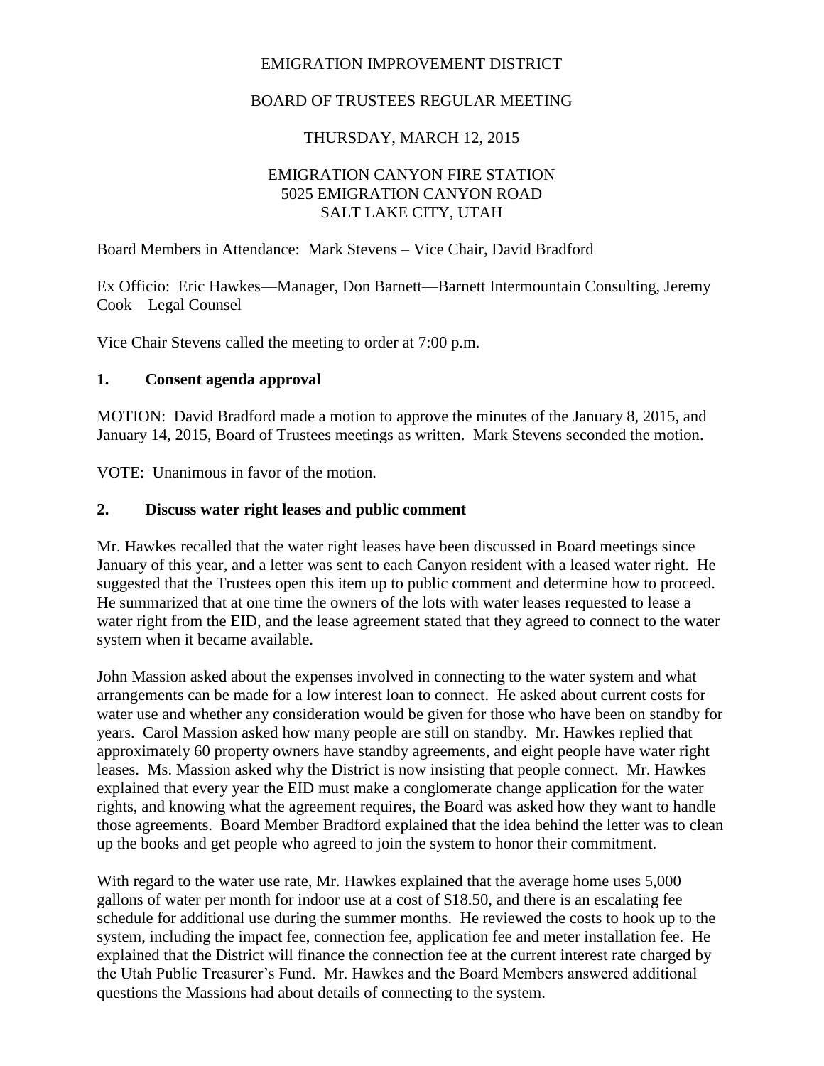EMIGRATION IMPROVEMENT DISTRICT

BOARD OF TRUSTEES REGULAR MEETING

THURSDAY, MARCH 12, 2015

EMIGRATION CANYON FIRE STATION
5025 EMIGRATION CANYON ROAD
SALT LAKE CITY, UTAH

Board Members in Attendance: Mark Stevens – Vice Chair, David Bradford

Ex Officio: Eric Hawkes—Manager, Don Barnett—Barnett Intermountain Consulting, Jeremy Cook—Legal Counsel

Vice Chair Stevens called the meeting to order at 7:00 p.m.

## 1. Consent agenda approval

MOTION: David Bradford made a motion to approve the minutes of the January 8, 2015, and January 14, 2015, Board of Trustees meetings as written. Mark Stevens seconded the motion.

VOTE: Unanimous in favor of the motion.

## 2. Discuss water right leases and public comment

Mr. Hawkes recalled that the water right leases have been discussed in Board meetings since January of this year, and a letter was sent to each Canyon resident with a leased water right. He suggested that the Trustees open this item up to public comment and determine how to proceed. He summarized that at one time the owners of the lots with water leases requested to lease a water right from the EID, and the lease agreement stated that they agreed to connect to the water system when it became available.

John Massion asked about the expenses involved in connecting to the water system and what arrangements can be made for a low interest loan to connect. He asked about current costs for water use and whether any consideration would be given for those who have been on standby for years. Carol Massion asked how many people are still on standby. Mr. Hawkes replied that approximately 60 property owners have standby agreements, and eight people have water right leases. Ms. Massion asked why the District is now insisting that people connect. Mr. Hawkes explained that every year the EID must make a conglomerate change application for the water rights, and knowing what the agreement requires, the Board was asked how they want to handle those agreements. Board Member Bradford explained that the idea behind the letter was to clean up the books and get people who agreed to join the system to honor their commitment.

With regard to the water use rate, Mr. Hawkes explained that the average home uses 5,000 gallons of water per month for indoor use at a cost of $18.50, and there is an escalating fee schedule for additional use during the summer months. He reviewed the costs to hook up to the system, including the impact fee, connection fee, application fee and meter installation fee. He explained that the District will finance the connection fee at the current interest rate charged by the Utah Public Treasurer's Fund. Mr. Hawkes and the Board Members answered additional questions the Massions had about details of connecting to the system.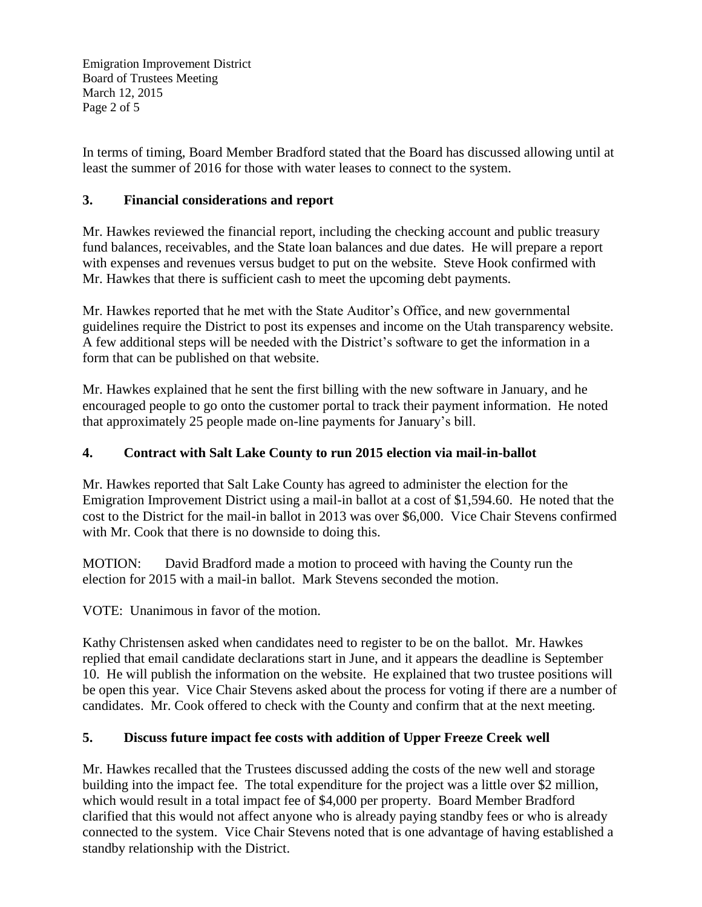In terms of timing, Board Member Bradford stated that the Board has discussed allowing until at least the summer of 2016 for those with water leases to connect to the system.

### 3. Financial considerations and report

Mr. Hawkes reviewed the financial report, including the checking account and public treasury fund balances, receivables, and the State loan balances and due dates. He will prepare a report with expenses and revenues versus budget to put on the website. Steve Hook confirmed with Mr. Hawkes that there is sufficient cash to meet the upcoming debt payments.

Mr. Hawkes reported that he met with the State Auditor's Office, and new governmental guidelines require the District to post its expenses and income on the Utah transparency website. A few additional steps will be needed with the District's software to get the information in a form that can be published on that website.

Mr. Hawkes explained that he sent the first billing with the new software in January, and he encouraged people to go onto the customer portal to track their payment information. He noted that approximately 25 people made on-line payments for January's bill.

### 4. Contract with Salt Lake County to run 2015 election via mail-in-ballot

Mr. Hawkes reported that Salt Lake County has agreed to administer the election for the Emigration Improvement District using a mail-in ballot at a cost of $1,594.60. He noted that the cost to the District for the mail-in ballot in 2013 was over $6,000. Vice Chair Stevens confirmed with Mr. Cook that there is no downside to doing this.

MOTION: David Bradford made a motion to proceed with having the County run the election for 2015 with a mail-in ballot. Mark Stevens seconded the motion.

VOTE: Unanimous in favor of the motion.

Kathy Christensen asked when candidates need to register to be on the ballot. Mr. Hawkes replied that email candidate declarations start in June, and it appears the deadline is September 10. He will publish the information on the website. He explained that two trustee positions will be open this year. Vice Chair Stevens asked about the process for voting if there are a number of candidates. Mr. Cook offered to check with the County and confirm that at the next meeting.

### 5. Discuss future impact fee costs with addition of Upper Freeze Creek well

Mr. Hawkes recalled that the Trustees discussed adding the costs of the new well and storage building into the impact fee. The total expenditure for the project was a little over $2 million, which would result in a total impact fee of $4,000 per property. Board Member Bradford clarified that this would not affect anyone who is already paying standby fees or who is already connected to the system. Vice Chair Stevens noted that is one advantage of having established a standby relationship with the District.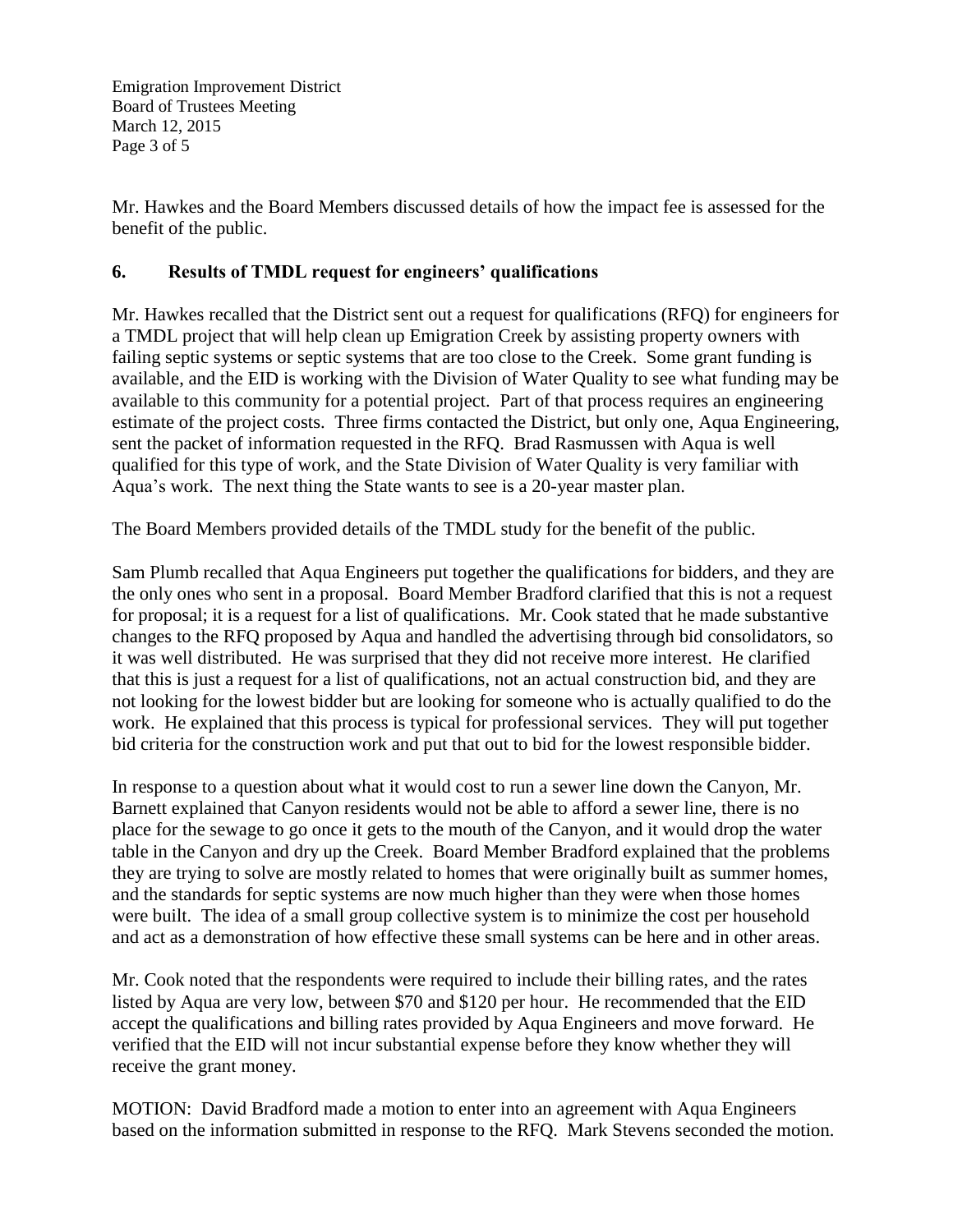Mr. Hawkes and the Board Members discussed details of how the impact fee is assessed for the benefit of the public.

## 6. Results of TMDL request for engineers' qualifications

Mr. Hawkes recalled that the District sent out a request for qualifications (RFQ) for engineers for a TMDL project that will help clean up Emigration Creek by assisting property owners with failing septic systems or septic systems that are too close to the Creek. Some grant funding is available, and the EID is working with the Division of Water Quality to see what funding may be available to this community for a potential project. Part of that process requires an engineering estimate of the project costs. Three firms contacted the District, but only one, Aqua Engineering, sent the packet of information requested in the RFQ. Brad Rasmussen with Aqua is well qualified for this type of work, and the State Division of Water Quality is very familiar with Aqua's work. The next thing the State wants to see is a 20-year master plan.

The Board Members provided details of the TMDL study for the benefit of the public.

Sam Plumb recalled that Aqua Engineers put together the qualifications for bidders, and they are the only ones who sent in a proposal. Board Member Bradford clarified that this is not a request for proposal; it is a request for a list of qualifications. Mr. Cook stated that he made substantive changes to the RFQ proposed by Aqua and handled the advertising through bid consolidators, so it was well distributed. He was surprised that they did not receive more interest. He clarified that this is just a request for a list of qualifications, not an actual construction bid, and they are not looking for the lowest bidder but are looking for someone who is actually qualified to do the work. He explained that this process is typical for professional services. They will put together bid criteria for the construction work and put that out to bid for the lowest responsible bidder.

In response to a question about what it would cost to run a sewer line down the Canyon, Mr. Barnett explained that Canyon residents would not be able to afford a sewer line, there is no place for the sewage to go once it gets to the mouth of the Canyon, and it would drop the water table in the Canyon and dry up the Creek. Board Member Bradford explained that the problems they are trying to solve are mostly related to homes that were originally built as summer homes, and the standards for septic systems are now much higher than they were when those homes were built. The idea of a small group collective system is to minimize the cost per household and act as a demonstration of how effective these small systems can be here and in other areas.

Mr. Cook noted that the respondents were required to include their billing rates, and the rates listed by Aqua are very low, between $70 and $120 per hour. He recommended that the EID accept the qualifications and billing rates provided by Aqua Engineers and move forward. He verified that the EID will not incur substantial expense before they know whether they will receive the grant money.

MOTION: David Bradford made a motion to enter into an agreement with Aqua Engineers based on the information submitted in response to the RFQ. Mark Stevens seconded the motion.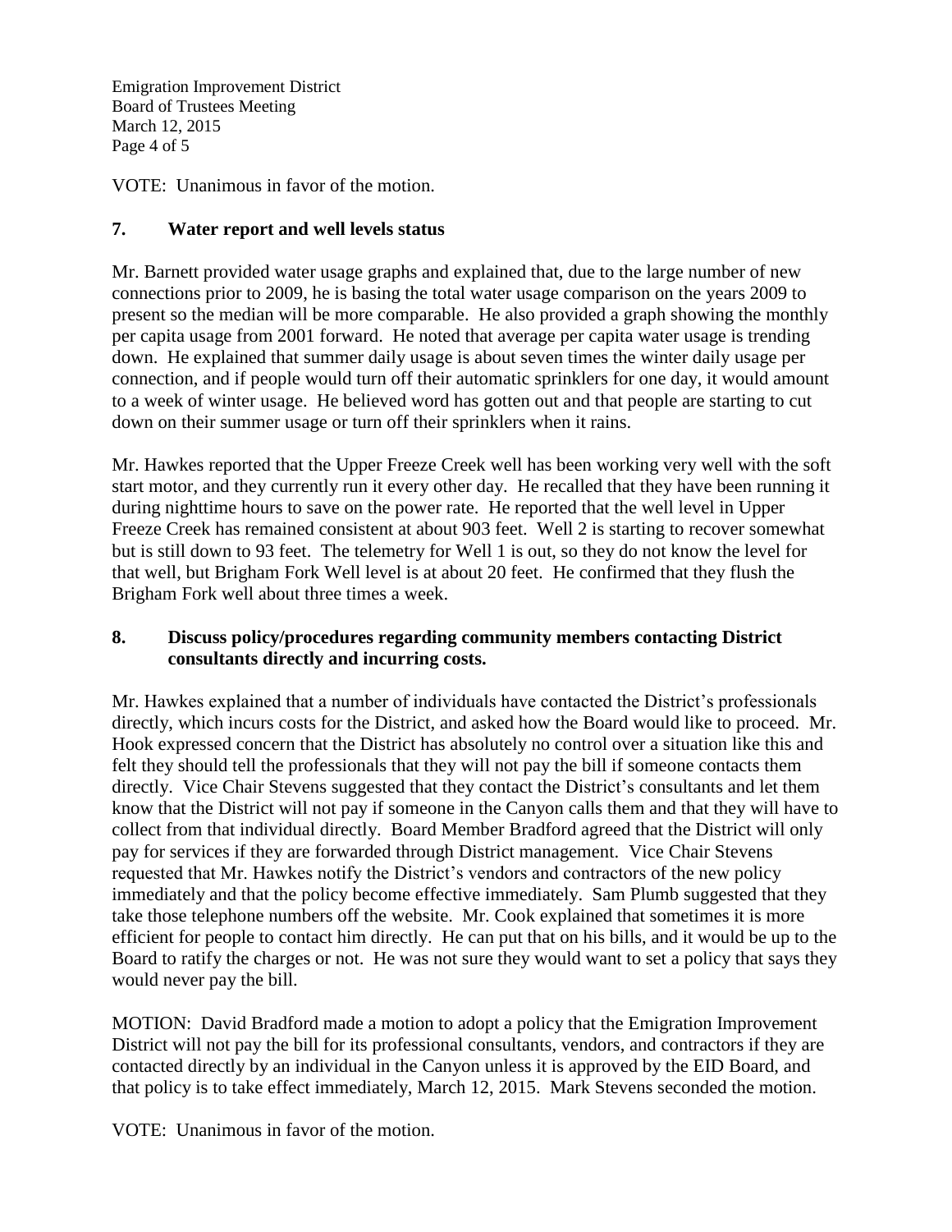VOTE: Unanimous in favor of the motion.

## 7. Water report and well levels status

Mr. Barnett provided water usage graphs and explained that, due to the large number of new connections prior to 2009, he is basing the total water usage comparison on the years 2009 to present so the median will be more comparable. He also provided a graph showing the monthly per capita usage from 2001 forward. He noted that average per capita water usage is trending down. He explained that summer daily usage is about seven times the winter daily usage per connection, and if people would turn off their automatic sprinklers for one day, it would amount to a week of winter usage. He believed word has gotten out and that people are starting to cut down on their summer usage or turn off their sprinklers when it rains.

Mr. Hawkes reported that the Upper Freeze Creek well has been working very well with the soft start motor, and they currently run it every other day. He recalled that they have been running it during nighttime hours to save on the power rate. He reported that the well level in Upper Freeze Creek has remained consistent at about 903 feet. Well 2 is starting to recover somewhat but is still down to 93 feet. The telemetry for Well 1 is out, so they do not know the level for that well, but Brigham Fork Well level is at about 20 feet. He confirmed that they flush the Brigham Fork well about three times a week.

## 8. Discuss policy/procedures regarding community members contacting District consultants directly and incurring costs.

Mr. Hawkes explained that a number of individuals have contacted the District's professionals directly, which incurs costs for the District, and asked how the Board would like to proceed. Mr. Hook expressed concern that the District has absolutely no control over a situation like this and felt they should tell the professionals that they will not pay the bill if someone contacts them directly. Vice Chair Stevens suggested that they contact the District's consultants and let them know that the District will not pay if someone in the Canyon calls them and that they will have to collect from that individual directly. Board Member Bradford agreed that the District will only pay for services if they are forwarded through District management. Vice Chair Stevens requested that Mr. Hawkes notify the District's vendors and contractors of the new policy immediately and that the policy become effective immediately. Sam Plumb suggested that they take those telephone numbers off the website. Mr. Cook explained that sometimes it is more efficient for people to contact him directly. He can put that on his bills, and it would be up to the Board to ratify the charges or not. He was not sure they would want to set a policy that says they would never pay the bill.

MOTION: David Bradford made a motion to adopt a policy that the Emigration Improvement District will not pay the bill for its professional consultants, vendors, and contractors if they are contacted directly by an individual in the Canyon unless it is approved by the EID Board, and that policy is to take effect immediately, March 12, 2015. Mark Stevens seconded the motion.

VOTE: Unanimous in favor of the motion.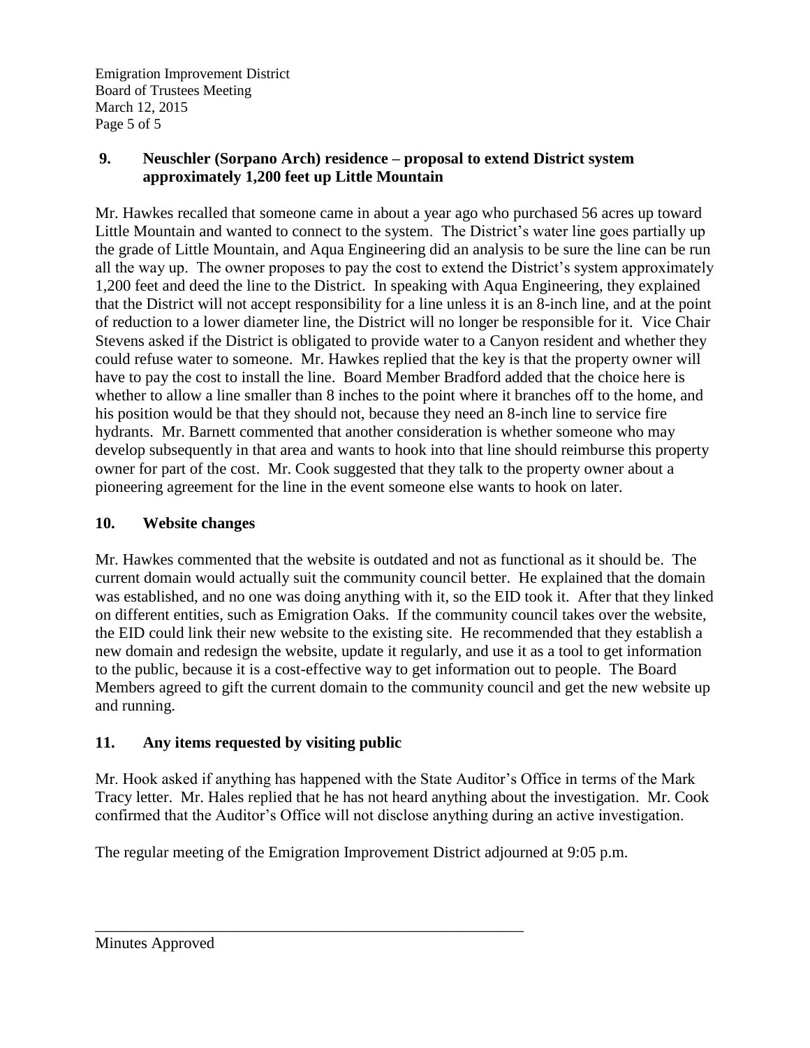**9. Neuschler (Sorpano Arch) residence – proposal to extend District system approximately 1,200 feet up Little Mountain**

Mr. Hawkes recalled that someone came in about a year ago who purchased 56 acres up toward Little Mountain and wanted to connect to the system. The District's water line goes partially up the grade of Little Mountain, and Aqua Engineering did an analysis to be sure the line can be run all the way up. The owner proposes to pay the cost to extend the District's system approximately 1,200 feet and deed the line to the District. In speaking with Aqua Engineering, they explained that the District will not accept responsibility for a line unless it is an 8-inch line, and at the point of reduction to a lower diameter line, the District will no longer be responsible for it. Vice Chair Stevens asked if the District is obligated to provide water to a Canyon resident and whether they could refuse water to someone. Mr. Hawkes replied that the key is that the property owner will have to pay the cost to install the line. Board Member Bradford added that the choice here is whether to allow a line smaller than 8 inches to the point where it branches off to the home, and his position would be that they should not, because they need an 8-inch line to service fire hydrants. Mr. Barnett commented that another consideration is whether someone who may develop subsequently in that area and wants to hook into that line should reimburse this property owner for part of the cost. Mr. Cook suggested that they talk to the property owner about a pioneering agreement for the line in the event someone else wants to hook on later.

**10. Website changes**

Mr. Hawkes commented that the website is outdated and not as functional as it should be. The current domain would actually suit the community council better. He explained that the domain was established, and no one was doing anything with it, so the EID took it. After that they linked on different entities, such as Emigration Oaks. If the community council takes over the website, the EID could link their new website to the existing site. He recommended that they establish a new domain and redesign the website, update it regularly, and use it as a tool to get information to the public, because it is a cost-effective way to get information out to people. The Board Members agreed to gift the current domain to the community council and get the new website up and running.

**11. Any items requested by visiting public**

Mr. Hook asked if anything has happened with the State Auditor's Office in terms of the Mark Tracy letter. Mr. Hales replied that he has not heard anything about the investigation. Mr. Cook confirmed that the Auditor's Office will not disclose anything during an active investigation.

The regular meeting of the Emigration Improvement District adjourned at 9:05 p.m.

\_\_\_\_\_\_\_\_\_\_\_\_\_\_\_\_\_\_\_\_\_\_\_\_\_\_\_\_\_\_\_\_\_\_\_\_\_\_\_\_\_\_\_\_\_\_\_\_\_\_\_\_\_\_\_\_

Minutes Approved